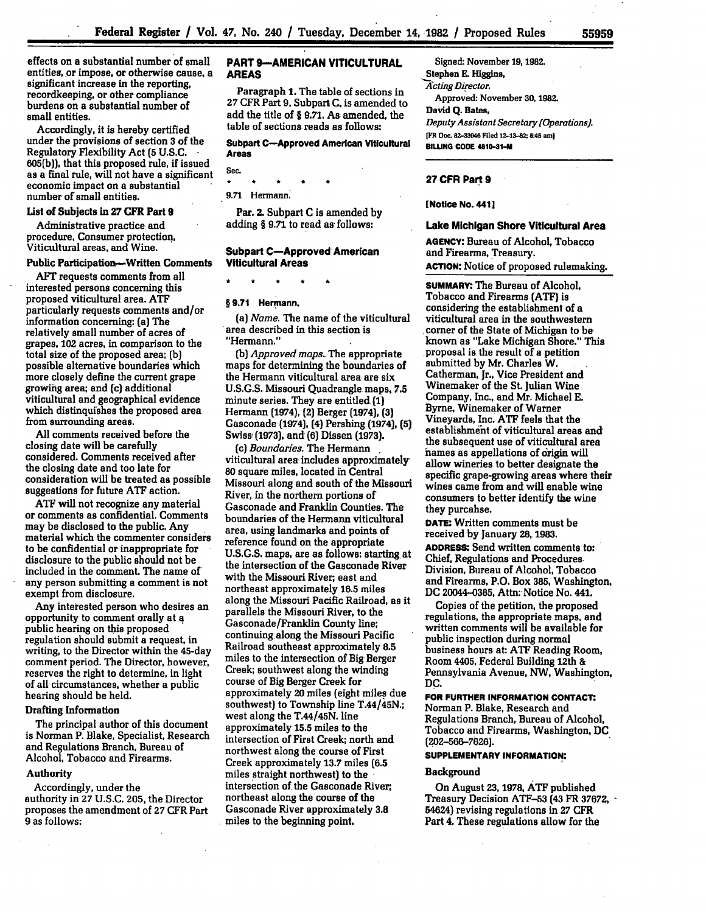effects on a substantial number of small entities, or impose, or otherwise cause, a significant increase in the reporting, recordkeeping, or other compliance burdens on a substantial number of small entities.

Accordingly, it is hereby certified under the provisions of section 3 of the Regulatory Flexibility Act (5 U.S.C. 605(b)), that this proposed rule, if issued as a final rule, will not have a significant economic impact on a substantial number of small entities.

**List of Subjects in 27 CFR Part 9**

Administrative practice and procedure, Consumer protection, Viticultural areas, and Wine.

**Public Participation—Written Comments**

AFT requests comments from all interested persons concerning this proposed viticultural area. ATF particularly requests comments and/or information concerning: (a) The relatively small number of acres of grapes, 102 acres, in comparison to the total size of the proposed area; (b) possible alternative boundaries which more closely define the current grape growing area; and (c) additional viticultural and geographical evidence which distinquishes the proposed area from surrounding areas.

All comments received before the closing date will be carefully considered. Comments received after the closing date and too late for consideration will be treated as possible suggestions for future ATF action.

ATF will not recognize any material or comments as confidential. Comments may be disclosed to the public. Any material which the commenter considers to be confidential or inappropriate for disclosure to the public should not be included in the comment. The name of any person submitting a comment is not exempt from disclosure.

Any interested person who desires an opportunity to comment orally at a public hearing on this proposed regulation should submit a request, in writing, to the Director within the 45-day comment period. The Director, however, reserves the right to determine, in light of all circumstances, whether a public hearing should be held.

**Drafting Information**

The principal author of this document is Norman P. Blake, Specialist, Research and Regulations Branch, Bureau of Alcohol, Tobacco and Firearms.

**Authority**

Accordingly, under the authority in 27 U.S.C. 205, the Director proposes the amendment of 27 CFR Part 9 as follows:

## PART 9—AMERICAN VITICULTURAL AREAS

Paragraph 1. The table of sections in 27 CFR Part 9, Subpart C, is amended to add the title of § 9.71. As amended, the table of sections reads as follows:

### Subpart C—Approved American Viticultural Areas

Sec.

\* \* \* \* \*

9.71 Hermann.

Par. 2. Subpart C is amended by adding § 9.71 to read as follows:

### Subpart C—Approved American Viticultural Areas

\* \* \* \* \*

**§ 9.71 Hermann.**

(a) *Name.* The name of the viticultural area described in this section is "Hermann."

(b) *Approved maps.* The appropriate maps for determining the boundaries of the Hermann viticultural area are six U.S.G.S. Missouri Quadrangle maps, 7.5 minute series. They are entitled (1) Hermann (1974), (2) Berger (1974), (3) Gasconade (1974), (4) Pershing (1974), (5) Swiss (1973), and (6) Dissen (1973).

(c) *Boundaries.* The Hermann viticultural area includes approximately 80 square miles, located in Central Missouri along and south of the Missouri River, in the northern portions of Gasconade and Franklin Counties. The boundaries of the Hermann viticultural area, using landmarks and points of reference found on the appropriate U.S.G.S. maps, are as follows: starting at the intersection of the Gasconade River with the Missouri River; east and northeast approximately 16.5 miles along the Missouri Pacific Railroad, as it parallels the Missouri River, to the Gasconade/Franklin County line; continuing along the Missouri Pacific Railroad southeast approximately 8.5 miles to the intersection of Big Berger Creek; southwest along the winding course of Big Berger Creek for approximately 20 miles (eight miles due southwest) to Township line T.44/45N.; west along the T.44/45N. line approximately 15.5 miles to the intersection of First Creek; north and northwest along the course of First Creek approximately 13.7 miles (6.5 miles straight northwest) to the intersection of the Gasconade River; northeast along the course of the Gasconade River approximately 3.8 miles to the beginning point.

Signed: November 19, 1982.

Stephen E. Higgins,

*Acting Director.*

Approved: November 30, 1982.

David Q. Bates,

*Deputy Assistant Secretary (Operations).*

[FR Doc. 82-33946 Filed 12-13-82; 8:45 am]

BILLING CODE 4810-31-M

---

**27 CFR Part 9**

**[Notice No. 441]**

## Lake Michigan Shore Viticultural Area

**AGENCY:** Bureau of Alcohol, Tobacco and Firearms, Treasury.

**ACTION:** Notice of proposed rulemaking.

**SUMMARY:** The Bureau of Alcohol, Tobacco and Firearms (ATF) is considering the establishment of a viticultural area in the southwestern corner of the State of Michigan to be known as "Lake Michigan Shore." This proposal is the result of a petition submitted by Mr. Charles W. Catherman, Jr., Vice President and Winemaker of the St. Julian Wine Company, Inc., and Mr. Michael E. Byrne, Winemaker of Warner Vineyards, Inc. ATF feels that the establishment of viticultural areas and the subsequent use of viticultural area names as appellations of origin will allow wineries to better designate the specific grape-growing areas where their wines came from and will enable wine consumers to better identify the wine they purcahse.

**DATE:** Written comments must be received by January 28, 1983.

**ADDRESS:** Send written comments to: Chief, Regulations and Procedures Division, Bureau of Alcohol, Tobacco and Firearms, P.O. Box 385, Washington, DC 20044-0385, Attn: Notice No. 441.

Copies of the petition, the proposed regulations, the appropriate maps, and written comments will be available for public inspection during normal business hours at: ATF Reading Room, Room 4405, Federal Building 12th & Pennsylvania Avenue, NW, Washington, DC.

**FOR FURTHER INFORMATION CONTACT:** Norman P. Blake, Research and Regulations Branch, Bureau of Alcohol, Tobacco and Firearms, Washington, DC (202-566-7626).

**SUPPLEMENTARY INFORMATION:**

**Background**

On August 23, 1978, ATF published Treasury Decision ATF-53 (43 FR 37672, 54624) revising regulations in 27 CFR Part 4. These regulations allow for the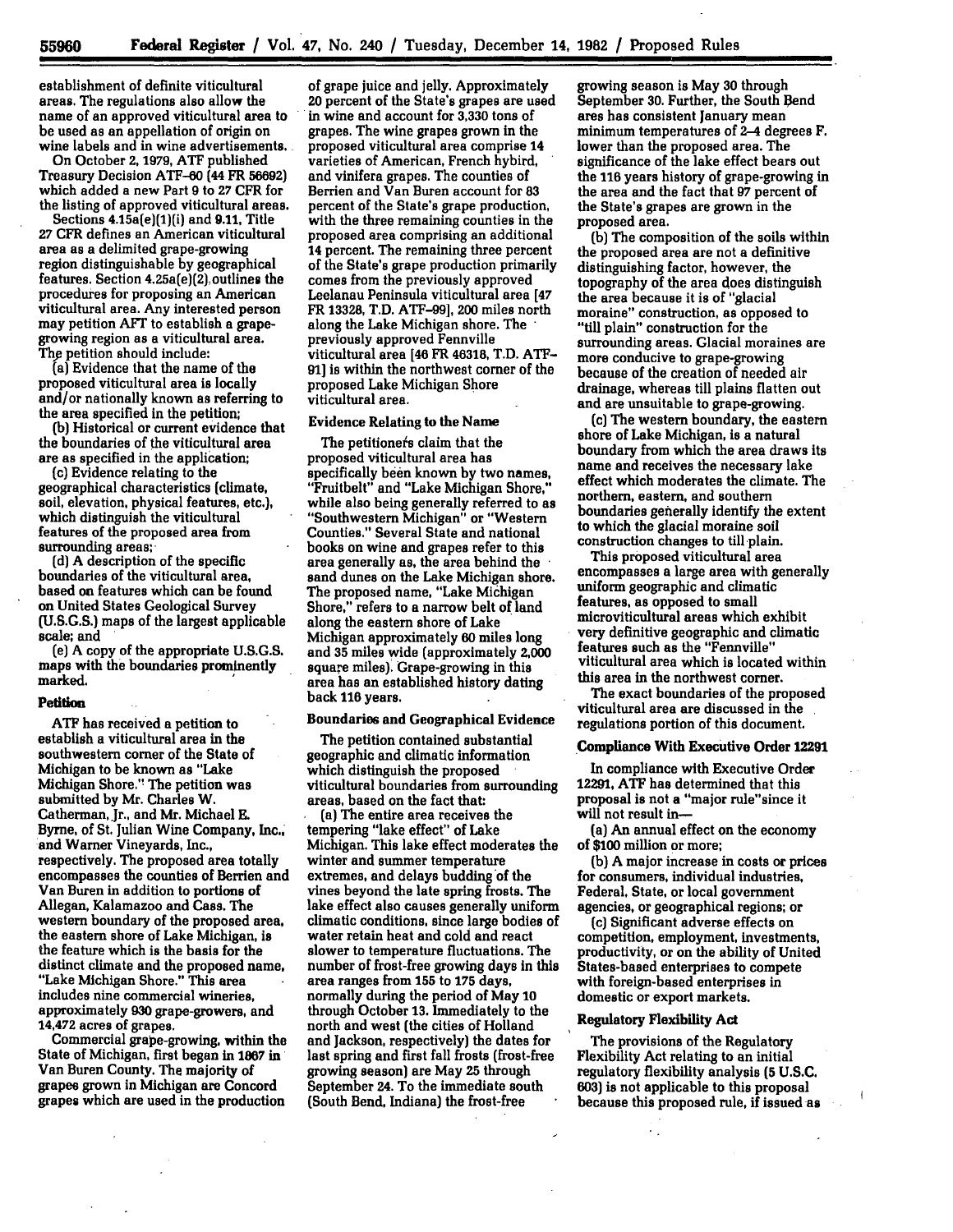establishment of definite viticultural areas. The regulations also allow the name of an approved viticultural area to be used as an appellation of origin on wine labels and in wine advertisements.

On October 2, 1979, ATF published Treasury Decision ATF-60 (44 FR 56692) which added a new Part 9 to 27 CFR for the listing of approved viticultural areas.

Sections 4.15a(e)(1)(i) and 9.11, Title 27 CFR defines an American viticultural area as a delimited grape-growing region distinguishable by geographical features. Section 4.25a(e)(2) outlines the procedures for proposing an American viticultural area. Any interested person may petition AFT to establish a grape-growing region as a viticultural area. The petition should include:

(a) Evidence that the name of the proposed viticultural area is locally and/or nationally known as referring to the area specified in the petition;

(b) Historical or current evidence that the boundaries of the viticultural area are as specified in the application;

(c) Evidence relating to the geographical characteristics (climate, soil, elevation, physical features, etc.), which distinguish the viticultural features of the proposed area from surrounding areas;

(d) A description of the specific boundaries of the viticultural area, based on features which can be found on United States Geological Survey (U.S.G.S.) maps of the largest applicable scale; and

(e) A copy of the appropriate U.S.G.S. maps with the boundaries prominently marked.

## Petition

ATF has received a petition to establish a viticultural area in the southwestern corner of the State of Michigan to be known as "Lake Michigan Shore." The petition was submitted by Mr. Charles W. Catherman, Jr., and Mr. Michael E. Byrne, of St. Julian Wine Company, Inc., and Warner Vineyards, Inc., respectively. The proposed area totally encompasses the counties of Berrien and Van Buren in addition to portions of Allegan, Kalamazoo and Cass. The western boundary of the proposed area, the eastern shore of Lake Michigan, is the feature which is the basis for the distinct climate and the proposed name, "Lake Michigan Shore." This area includes nine commercial wineries, approximately 930 grape-growers, and 14,472 acres of grapes.

Commercial grape-growing, within the State of Michigan, first began in 1867 in Van Buren County. The majority of grapes grown in Michigan are Concord grapes which are used in the production of grape juice and jelly. Approximately 20 percent of the State's grapes are used in wine and account for 3,330 tons of grapes. The wine grapes grown in the proposed viticultural area comprise 14 varieties of American, French hybrid, and vinifera grapes. The counties of Berrien and Van Buren account for 83 percent of the State's grape production, with the three remaining counties in the proposed area comprising an additional 14 percent. The remaining three percent of the State's grape production primarily comes from the previously approved Leelanau Peninsula viticultural area [47 FR 13328, T.D. ATF-99], 200 miles north along the Lake Michigan shore. The previously approved Fennville viticultural area [46 FR 46318, T.D. ATF-91] is within the northwest corner of the proposed Lake Michigan Shore viticultural area.

### Evidence Relating to the Name

The petitioners claim that the proposed viticultural area has specifically been known by two names, "Fruitbelt" and "Lake Michigan Shore," while also being generally referred to as "Southwestern Michigan" or "Western Counties." Several State and national books on wine and grapes refer to this area generally as, the area behind the sand dunes on the Lake Michigan shore. The proposed name, "Lake Michigan Shore," refers to a narrow belt of land along the eastern shore of Lake Michigan approximately 60 miles long and 35 miles wide (approximately 2,000 square miles). Grape-growing in this area has an established history dating back 116 years.

### Boundaries and Geographical Evidence

The petition contained substantial geographic and climatic information which distinguish the proposed viticultural boundaries from surrounding areas, based on the fact that:

(a) The entire area receives the tempering "lake effect" of Lake Michigan. This lake effect moderates the winter and summer temperature extremes, and delays budding of the vines beyond the late spring frosts. The lake effect also causes generally uniform climatic conditions, since large bodies of water retain heat and cold and react slower to temperature fluctuations. The number of frost-free growing days in this area ranges from 155 to 175 days, normally during the period of May 10 through October 13. Immediately to the north and west (the cities of Holland and Jackson, respectively) the dates for last spring and first fall frosts (frost-free growing season) are May 25 through September 24. To the immediate south (South Bend, Indiana) the frost-free growing season is May 30 through September 30. Further, the South Bend area has consistent January mean minimum temperatures of 2–4 degrees F. lower than the proposed area. The significance of the lake effect bears out the 116 years history of grape-growing in the area and the fact that 97 percent of the State's grapes are grown in the proposed area.

(b) The composition of the soils within the proposed area are not a definitive distinguishing factor, however, the topography of the area does distinguish the area because it is of "glacial moraine" construction, as opposed to "till plain" construction for the surrounding areas. Glacial moraines are more conducive to grape-growing because of the creation of needed air drainage, whereas till plains flatten out and are unsuitable to grape-growing.

(c) The western boundary, the eastern shore of Lake Michigan, is a natural boundary from which the area draws its name and receives the necessary lake effect which moderates the climate. The northern, eastern, and southern boundaries generally identify the extent to which the glacial moraine soil construction changes to till plain.

This proposed viticultural area encompasses a large area with generally uniform geographic and climatic features, as opposed to small microviticultural areas which exhibit very definitive geographic and climatic features such as the "Fennville" viticultural area which is located within this area in the northwest corner.

The exact boundaries of the proposed viticultural area are discussed in the regulations portion of this document.

### Compliance With Executive Order 12291

In compliance with Executive Order 12291, ATF has determined that this proposal is not a "major rule" since it will not result in—

(a) An annual effect on the economy of $100 million or more;

(b) A major increase in costs or prices for consumers, individual industries, Federal, State, or local government agencies, or geographical regions; or

(c) Significant adverse effects on competition, employment, investments, productivity, or on the ability of United States-based enterprises to compete with foreign-based enterprises in domestic or export markets.

### Regulatory Flexibility Act

The provisions of the Regulatory Flexibility Act relating to an initial regulatory flexibility analysis (5 U.S.C. 603) is not applicable to this proposal because this proposed rule, if issued as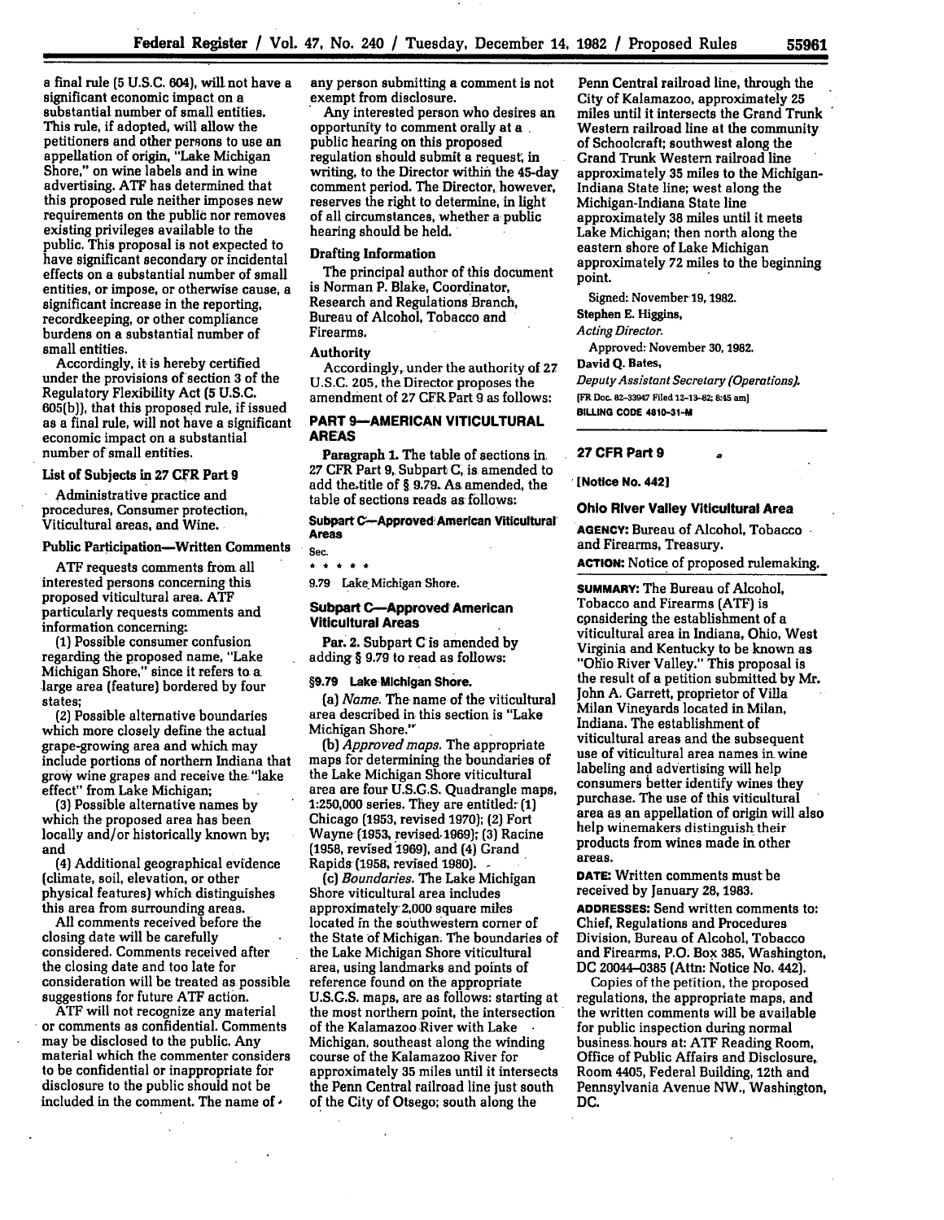a final rule (5 U.S.C. 604), will not have a significant economic impact on a substantial number of small entities. This rule, if adopted, will allow the petitioners and other persons to use an appellation of origin, "Lake Michigan Shore," on wine labels and in wine advertising. ATF has determined that this proposed rule neither imposes new requirements on the public nor removes existing privileges available to the public. This proposal is not expected to have significant secondary or incidental effects on a substantial number of small entities, or impose, or otherwise cause, a significant increase in the reporting, recordkeeping, or other compliance burdens on a substantial number of small entities.

Accordingly, it is hereby certified under the provisions of section 3 of the Regulatory Flexibility Act (5 U.S.C. 605(b)), that this proposed rule, if issued as a final rule, will not have a significant economic impact on a substantial number of small entities.

### List of Subjects in 27 CFR Part 9

Administrative practice and procedures, Consumer protection, Viticultural areas, and Wine.

### Public Participation—Written Comments

ATF requests comments from all interested persons concerning this proposed viticultural area. ATF particularly requests comments and information concerning:

(1) Possible consumer confusion regarding the proposed name, "Lake Michigan Shore," since it refers to a large area (feature) bordered by four states;

(2) Possible alternative boundaries which more closely define the actual grape-growing area and which may include portions of northern Indiana that grow wine grapes and receive the "lake effect" from Lake Michigan;

(3) Possible alternative names by which the proposed area has been locally and/or historically known by; and

(4) Additional geographical evidence (climate, soil, elevation, or other physical features) which distinguishes this area from surrounding areas.

All comments received before the closing date will be carefully considered. Comments received after the closing date and too late for consideration will be treated as possible suggestions for future ATF action.

ATF will not recognize any material or comments as confidential. Comments may be disclosed to the public. Any material which the commenter considers to be confidential or inappropriate for disclosure to the public should not be included in the comment. The name of any person submitting a comment is not exempt from disclosure.

Any interested person who desires an opportunity to comment orally at a public hearing on this proposed regulation should submit a request, in writing, to the Director within the 45-day comment period. The Director, however, reserves the right to determine, in light of all circumstances, whether a public hearing should be held.

### Drafting Information

The principal author of this document is Norman P. Blake, Coordinator, Research and Regulations Branch, Bureau of Alcohol, Tobacco and Firearms.

### Authority

Accordingly, under the authority of 27 U.S.C. 205, the Director proposes the amendment of 27 CFR Part 9 as follows:

## PART 9—AMERICAN VITICULTURAL AREAS

**Paragraph 1.** The table of sections in 27 CFR Part 9, Subpart C, is amended to add the title of § 9.79. As amended, the table of sections reads as follows:

**Subpart C—Approved American Viticultural Areas**

Sec.

\* \* \* \* \*

9.79 Lake Michigan Shore.

### Subpart C—Approved American Viticultural Areas

**Par. 2.** Subpart C is amended by adding § 9.79 to read as follows:

**§ 9.79 Lake Michigan Shore.**

(a) *Name.* The name of the viticultural area described in this section is "Lake Michigan Shore."

(b) *Approved maps.* The appropriate maps for determining the boundaries of the Lake Michigan Shore viticultural area are four U.S.G.S. Quadrangle maps, 1:250,000 series. They are entitled: (1) Chicago (1953, revised 1970); (2) Fort Wayne (1953, revised 1969); (3) Racine (1958, revised 1969), and (4) Grand Rapids (1958, revised 1980).

(c) *Boundaries.* The Lake Michigan Shore viticultural area includes approximately 2,000 square miles located in the southwestern corner of the State of Michigan. The boundaries of the Lake Michigan Shore viticultural area, using landmarks and points of reference found on the appropriate U.S.G.S. maps, are as follows: starting at the most northern point, the intersection of the Kalamazoo River with Lake Michigan, southeast along the winding course of the Kalamazoo River for approximately 35 miles until it intersects the Penn Central railroad line just south of the City of Otsego; south along the Penn Central railroad line, through the City of Kalamazoo, approximately 25 miles until it intersects the Grand Trunk Western railroad line at the community of Schoolcraft; southwest along the Grand Trunk Western railroad line approximately 35 miles to the Michigan-Indiana State line; west along the Michigan-Indiana State line approximately 38 miles until it meets Lake Michigan; then north along the eastern shore of Lake Michigan approximately 72 miles to the beginning point.

Signed: November 19, 1982.

**Stephen E. Higgins,**

*Acting Director.*

Approved: November 30, 1982.

**David Q. Bates,**

*Deputy Assistant Secretary (Operations).*

[FR Doc. 82-33947 Filed 12-13-82; 8:45 am]

**BILLING CODE 4810-31-M**

---

## 27 CFR Part 9

**[Notice No. 442]**

## Ohio River Valley Viticultural Area

**AGENCY:** Bureau of Alcohol, Tobacco and Firearms, Treasury.

**ACTION:** Notice of proposed rulemaking.

**SUMMARY:** The Bureau of Alcohol, Tobacco and Firearms (ATF) is considering the establishment of a viticultural area in Indiana, Ohio, West Virginia and Kentucky to be known as "Ohio River Valley." This proposal is the result of a petition submitted by Mr. John A. Garrett, proprietor of Villa Milan Vineyards located in Milan, Indiana. The establishment of viticultural areas and the subsequent use of viticultural area names in wine labeling and advertising will help consumers better identify wines they purchase. The use of this viticultural area as an appellation of origin will also help winemakers distinguish their products from wines made in other areas.

**DATE:** Written comments must be received by January 28, 1983.

**ADDRESSES:** Send written comments to: Chief, Regulations and Procedures Division, Bureau of Alcohol, Tobacco and Firearms, P.O. Box 385, Washington, DC 20044-0385 (Attn: Notice No. 442).

Copies of the petition, the proposed regulations, the appropriate maps, and the written comments will be available for public inspection during normal business hours at: ATF Reading Room, Office of Public Affairs and Disclosure, Room 4405, Federal Building, 12th and Pennsylvania Avenue NW., Washington, DC.